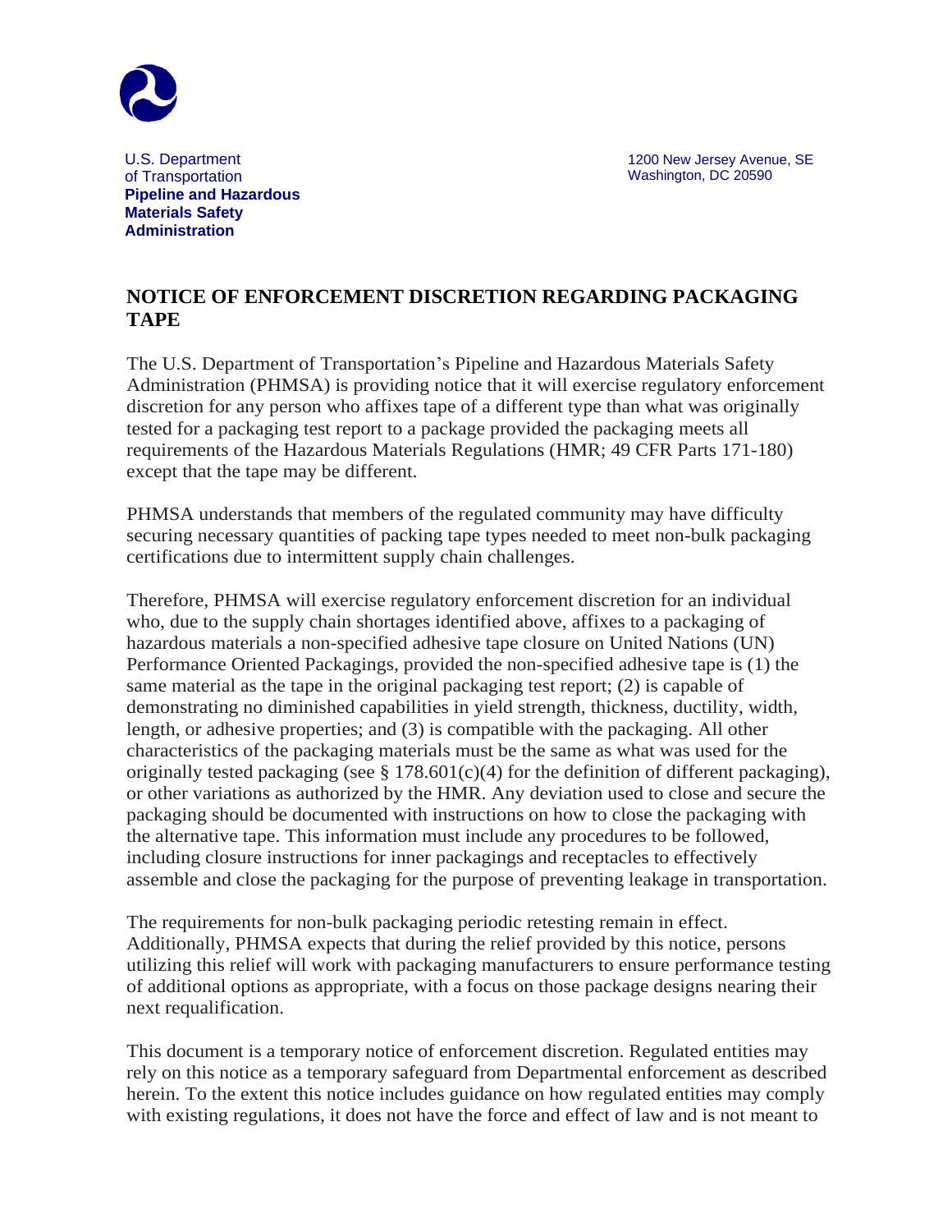U.S. Department of Transportation
**Pipeline and Hazardous Materials Safety Administration**

1200 New Jersey Avenue, SE
Washington, DC 20590

# NOTICE OF ENFORCEMENT DISCRETION REGARDING PACKAGING TAPE

The U.S. Department of Transportation's Pipeline and Hazardous Materials Safety Administration (PHMSA) is providing notice that it will exercise regulatory enforcement discretion for any person who affixes tape of a different type than what was originally tested for a packaging test report to a package provided the packaging meets all requirements of the Hazardous Materials Regulations (HMR; 49 CFR Parts 171-180) except that the tape may be different.

PHMSA understands that members of the regulated community may have difficulty securing necessary quantities of packing tape types needed to meet non-bulk packaging certifications due to intermittent supply chain challenges.

Therefore, PHMSA will exercise regulatory enforcement discretion for an individual who, due to the supply chain shortages identified above, affixes to a packaging of hazardous materials a non-specified adhesive tape closure on United Nations (UN) Performance Oriented Packagings, provided the non-specified adhesive tape is (1) the same material as the tape in the original packaging test report; (2) is capable of demonstrating no diminished capabilities in yield strength, thickness, ductility, width, length, or adhesive properties; and (3) is compatible with the packaging. All other characteristics of the packaging materials must be the same as what was used for the originally tested packaging (see § 178.601(c)(4) for the definition of different packaging), or other variations as authorized by the HMR. Any deviation used to close and secure the packaging should be documented with instructions on how to close the packaging with the alternative tape. This information must include any procedures to be followed, including closure instructions for inner packagings and receptacles to effectively assemble and close the packaging for the purpose of preventing leakage in transportation.

The requirements for non-bulk packaging periodic retesting remain in effect. Additionally, PHMSA expects that during the relief provided by this notice, persons utilizing this relief will work with packaging manufacturers to ensure performance testing of additional options as appropriate, with a focus on those package designs nearing their next requalification.

This document is a temporary notice of enforcement discretion. Regulated entities may rely on this notice as a temporary safeguard from Departmental enforcement as described herein. To the extent this notice includes guidance on how regulated entities may comply with existing regulations, it does not have the force and effect of law and is not meant to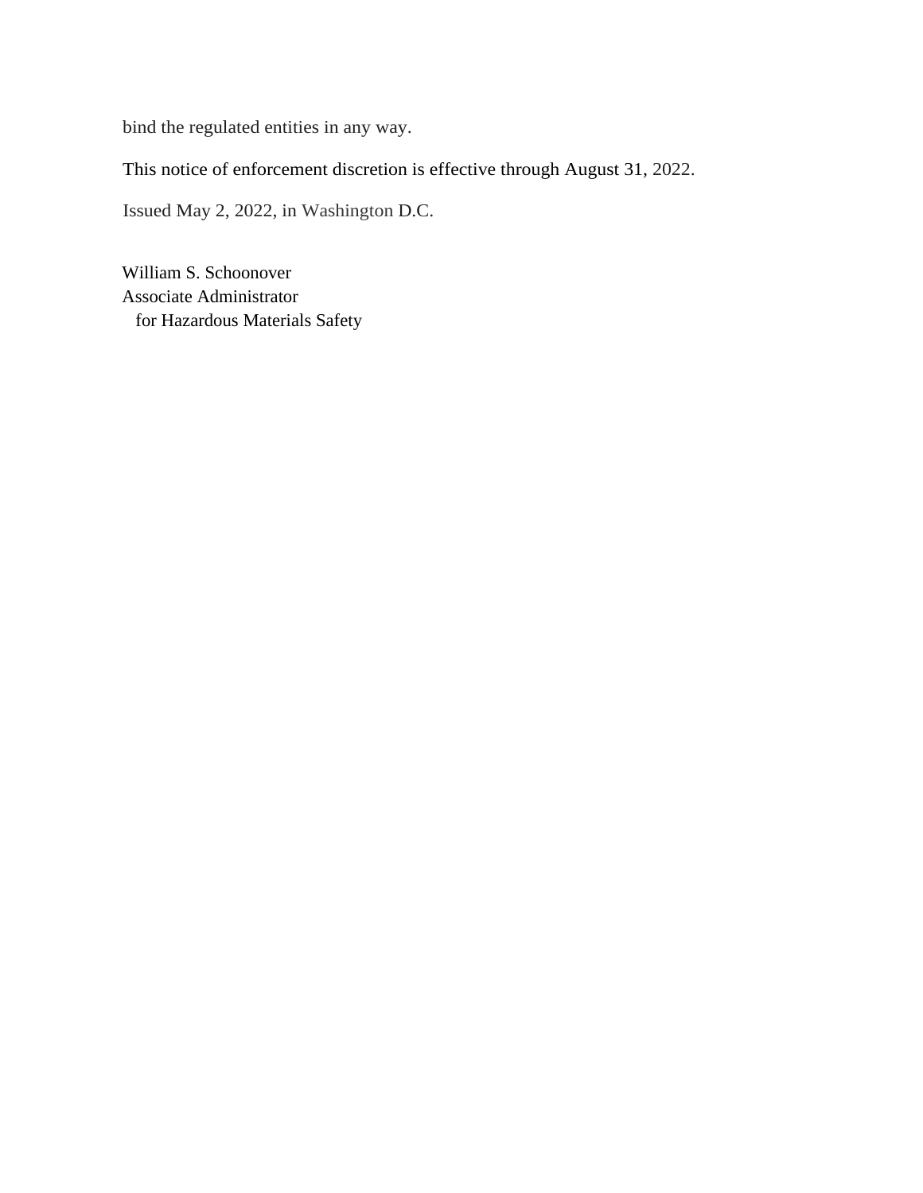bind the regulated entities in any way.

This notice of enforcement discretion is effective through August 31, 2022.

Issued May 2, 2022, in Washington D.C.

William S. Schoonover  
Associate Administrator  
for Hazardous Materials Safety